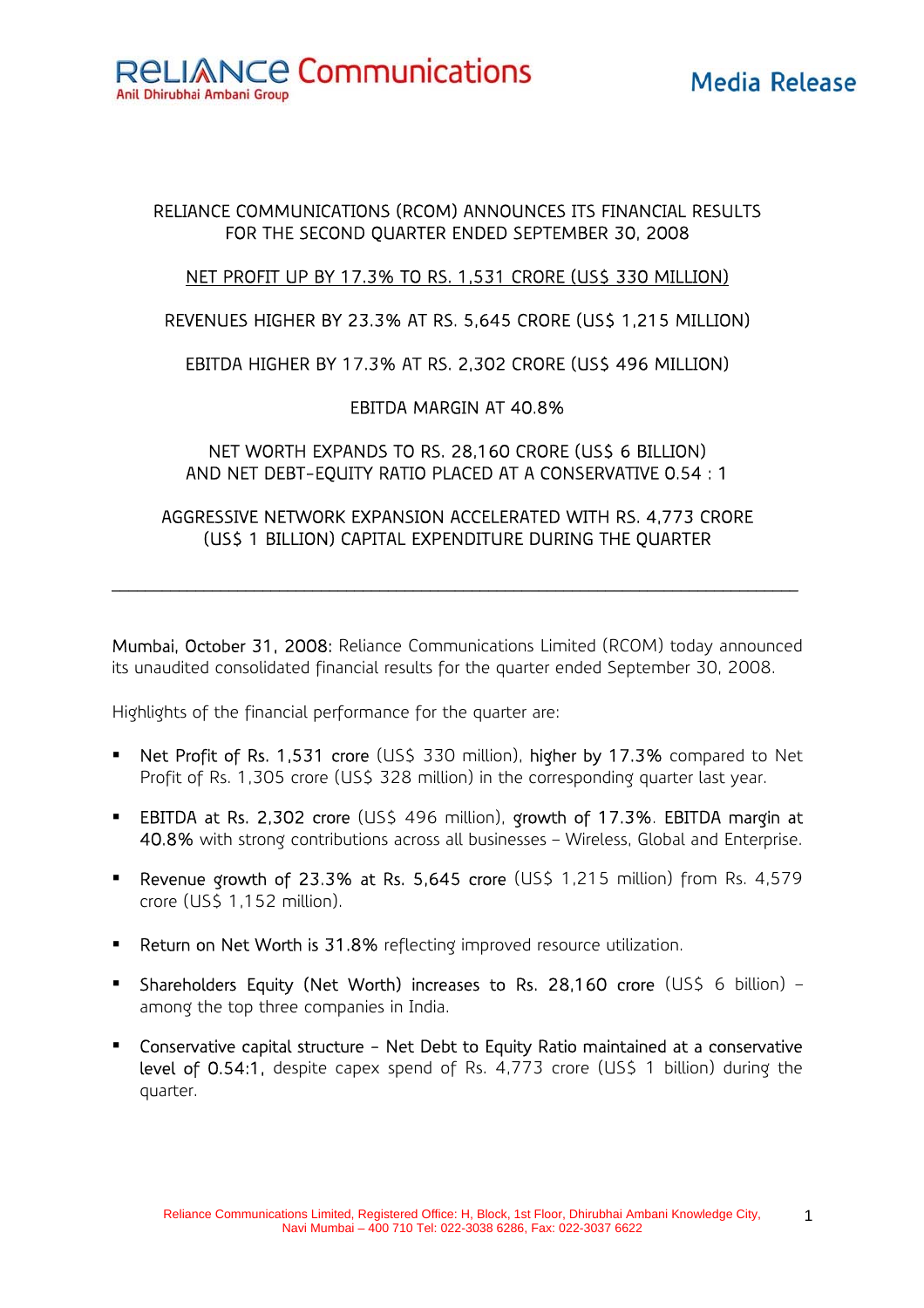RELIANCE Communications
Anil Dhirubhai Ambani Group

**Media Release**

## RELIANCE COMMUNICATIONS (RCOM) ANNOUNCES ITS FINANCIAL RESULTS FOR THE SECOND QUARTER ENDED SEPTEMBER 30, 2008

NET PROFIT UP BY 17.3% TO RS. 1,531 CRORE (US$ 330 MILLION)

REVENUES HIGHER BY 23.3% AT RS. 5,645 CRORE (US$ 1,215 MILLION)

EBITDA HIGHER BY 17.3% AT RS. 2,302 CRORE (US$ 496 MILLION)

EBITDA MARGIN AT 40.8%

NET WORTH EXPANDS TO RS. 28,160 CRORE (US$ 6 BILLION) AND NET DEBT-EQUITY RATIO PLACED AT A CONSERVATIVE 0.54 : 1

AGGRESSIVE NETWORK EXPANSION ACCELERATED WITH RS. 4,773 CRORE (US$ 1 BILLION) CAPITAL EXPENDITURE DURING THE QUARTER

---

**Mumbai, October 31, 2008:** Reliance Communications Limited (RCOM) today announced its unaudited consolidated financial results for the quarter ended September 30, 2008.

Highlights of the financial performance for the quarter are:

- **Net Profit of Rs. 1,531 crore** (US$ 330 million), **higher by 17.3%** compared to Net Profit of Rs. 1,305 crore (US$ 328 million) in the corresponding quarter last year.
- **EBITDA at Rs. 2,302 crore** (US$ 496 million), **growth of 17.3%**. **EBITDA margin at 40.8%** with strong contributions across all businesses – Wireless, Global and Enterprise.
- **Revenue growth of 23.3% at Rs. 5,645 crore** (US$ 1,215 million) from Rs. 4,579 crore (US$ 1,152 million).
- **Return on Net Worth is 31.8%** reflecting improved resource utilization.
- **Shareholders Equity (Net Worth) increases to Rs. 28,160 crore** (US$ 6 billion) – among the top three companies in India.
- **Conservative capital structure - Net Debt to Equity Ratio maintained at a conservative level of 0.54:1**, despite capex spend of Rs. 4,773 crore (US$ 1 billion) during the quarter.

Reliance Communications Limited, Registered Office: H, Block, 1st Floor, Dhirubhai Ambani Knowledge City, Navi Mumbai – 400 710 Tel: 022-3038 6286, Fax: 022-3037 6622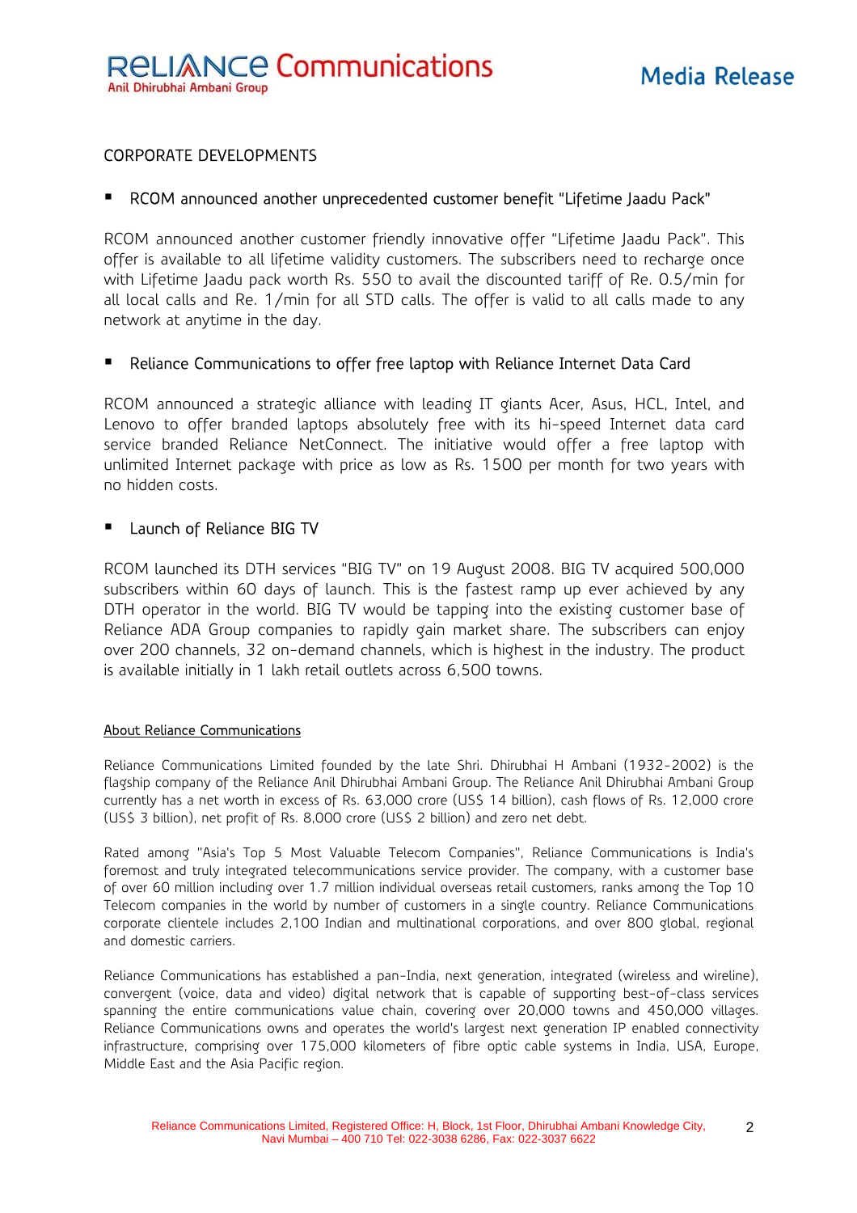## CORPORATE DEVELOPMENTS

- RCOM announced another unprecedented customer benefit "Lifetime Jaadu Pack"

RCOM announced another customer friendly innovative offer "Lifetime Jaadu Pack". This offer is available to all lifetime validity customers. The subscribers need to recharge once with Lifetime Jaadu pack worth Rs. 550 to avail the discounted tariff of Re. 0.5/min for all local calls and Re. 1/min for all STD calls. The offer is valid to all calls made to any network at anytime in the day.

- Reliance Communications to offer free laptop with Reliance Internet Data Card

RCOM announced a strategic alliance with leading IT giants Acer, Asus, HCL, Intel, and Lenovo to offer branded laptops absolutely free with its hi-speed Internet data card service branded Reliance NetConnect. The initiative would offer a free laptop with unlimited Internet package with price as low as Rs. 1500 per month for two years with no hidden costs.

- Launch of Reliance BIG TV

RCOM launched its DTH services "BIG TV" on 19 August 2008. BIG TV acquired 500,000 subscribers within 60 days of launch. This is the fastest ramp up ever achieved by any DTH operator in the world. BIG TV would be tapping into the existing customer base of Reliance ADA Group companies to rapidly gain market share. The subscribers can enjoy over 200 channels, 32 on-demand channels, which is highest in the industry. The product is available initially in 1 lakh retail outlets across 6,500 towns.

### About Reliance Communications

Reliance Communications Limited founded by the late Shri. Dhirubhai H Ambani (1932-2002) is the flagship company of the Reliance Anil Dhirubhai Ambani Group. The Reliance Anil Dhirubhai Ambani Group currently has a net worth in excess of Rs. 63,000 crore (US$ 14 billion), cash flows of Rs. 12,000 crore (US$ 3 billion), net profit of Rs. 8,000 crore (US$ 2 billion) and zero net debt.

Rated among "Asia's Top 5 Most Valuable Telecom Companies", Reliance Communications is India's foremost and truly integrated telecommunications service provider. The company, with a customer base of over 60 million including over 1.7 million individual overseas retail customers, ranks among the Top 10 Telecom companies in the world by number of customers in a single country. Reliance Communications corporate clientele includes 2,100 Indian and multinational corporations, and over 800 global, regional and domestic carriers.

Reliance Communications has established a pan-India, next generation, integrated (wireless and wireline), convergent (voice, data and video) digital network that is capable of supporting best-of-class services spanning the entire communications value chain, covering over 20,000 towns and 450,000 villages. Reliance Communications owns and operates the world's largest next generation IP enabled connectivity infrastructure, comprising over 175,000 kilometers of fibre optic cable systems in India, USA, Europe, Middle East and the Asia Pacific region.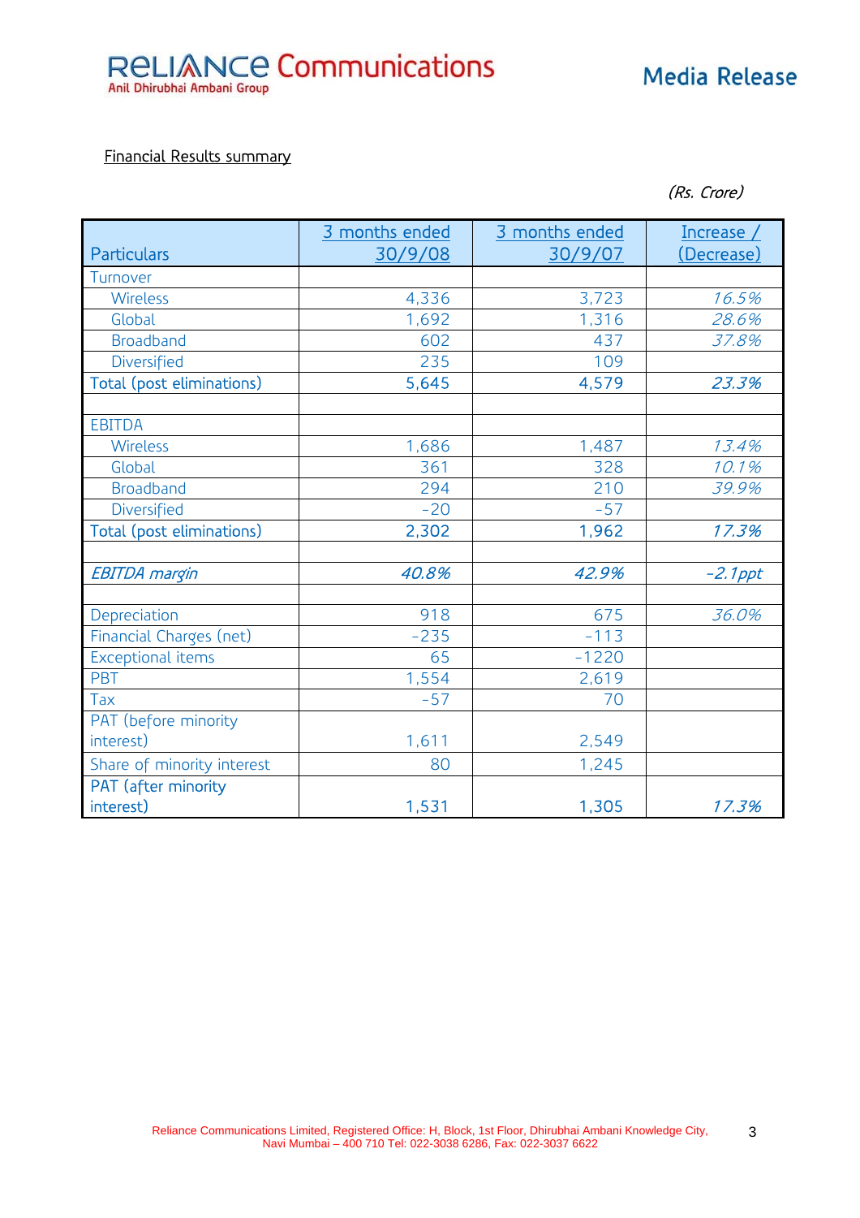## Financial Results summary

*(Rs. Crore)*

| Particulars | 3 months ended 30/9/08 | 3 months ended 30/9/07 | Increase / (Decrease) |
|---|---|---|---|
| Turnover | | | |
| Wireless | 4,336 | 3,723 | *16.5%* |
| Global | 1,692 | 1,316 | *28.6%* |
| Broadband | 602 | 437 | *37.8%* |
| Diversified | 235 | 109 | |
| Total (post eliminations) | 5,645 | 4,579 | *23.3%* |
| | | | |
| EBITDA | | | |
| Wireless | 1,686 | 1,487 | *13.4%* |
| Global | 361 | 328 | *10.1%* |
| Broadband | 294 | 210 | *39.9%* |
| Diversified | -20 | -57 | |
| Total (post eliminations) | 2,302 | 1,962 | *17.3%* |
| | | | |
| *EBITDA margin* | *40.8%* | *42.9%* | *-2.1ppt* |
| | | | |
| Depreciation | 918 | 675 | *36.0%* |
| Financial Charges (net) | -235 | -113 | |
| Exceptional items | 65 | -1220 | |
| PBT | 1,554 | 2,619 | |
| Tax | -57 | 70 | |
| PAT (before minority interest) | 1,611 | 2,549 | |
| Share of minority interest | 80 | 1,245 | |
| PAT (after minority interest) | 1,531 | 1,305 | *17.3%* |

Reliance Communications Limited, Registered Office: H, Block, 1st Floor, Dhirubhai Ambani Knowledge City, Navi Mumbai – 400 710 Tel: 022-3038 6286, Fax: 022-3037 6622